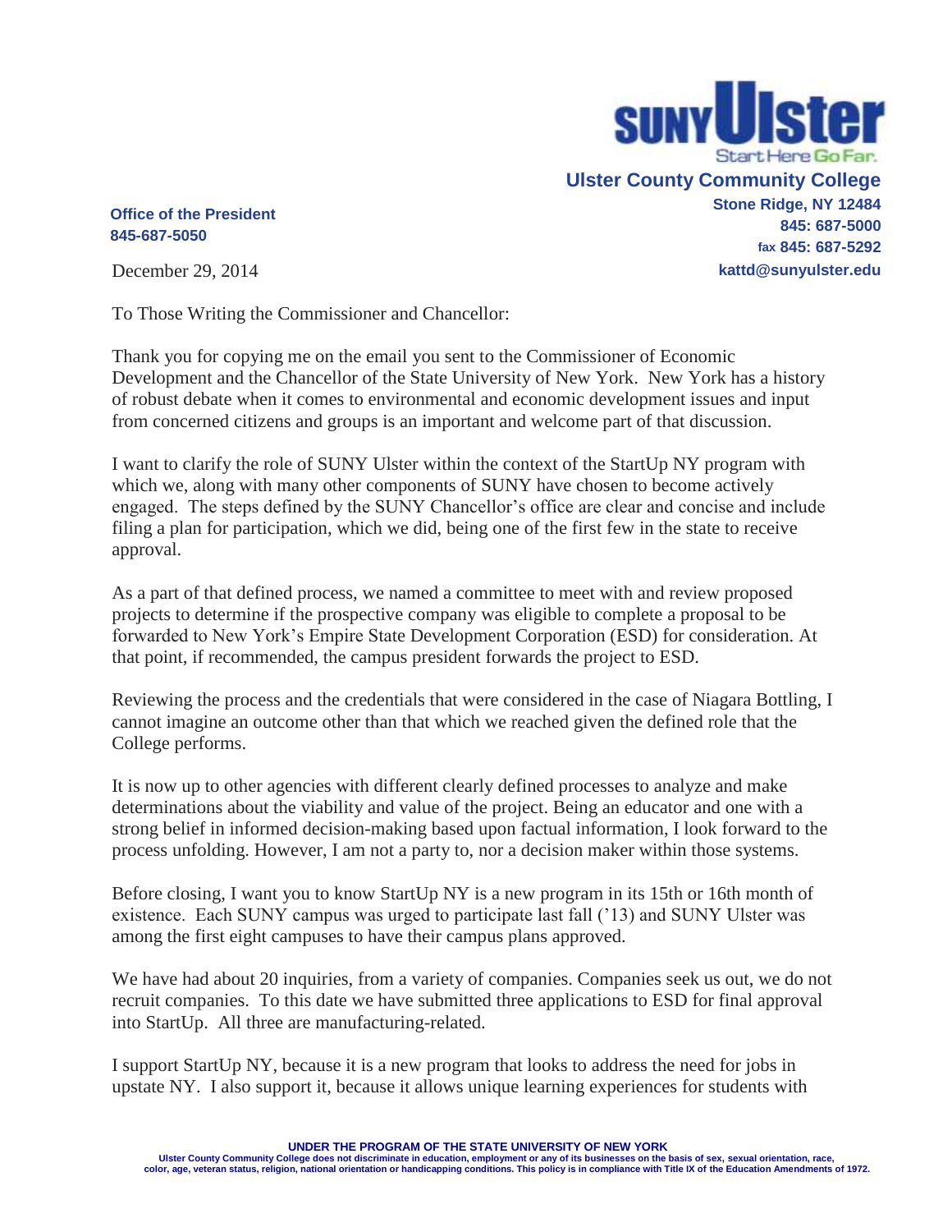**SUNY Ulster**
Start Here Go Far.

**Ulster County Community College**
**Stone Ridge, NY 12484**
**845: 687-5000**
**fax 845: 687-5292**
**kattd@sunyulster.edu**

**Office of the President**
**845-687-5050**

December 29, 2014

To Those Writing the Commissioner and Chancellor:

Thank you for copying me on the email you sent to the Commissioner of Economic Development and the Chancellor of the State University of New York. New York has a history of robust debate when it comes to environmental and economic development issues and input from concerned citizens and groups is an important and welcome part of that discussion.

I want to clarify the role of SUNY Ulster within the context of the StartUp NY program with which we, along with many other components of SUNY have chosen to become actively engaged. The steps defined by the SUNY Chancellor's office are clear and concise and include filing a plan for participation, which we did, being one of the first few in the state to receive approval.

As a part of that defined process, we named a committee to meet with and review proposed projects to determine if the prospective company was eligible to complete a proposal to be forwarded to New York's Empire State Development Corporation (ESD) for consideration. At that point, if recommended, the campus president forwards the project to ESD.

Reviewing the process and the credentials that were considered in the case of Niagara Bottling, I cannot imagine an outcome other than that which we reached given the defined role that the College performs.

It is now up to other agencies with different clearly defined processes to analyze and make determinations about the viability and value of the project. Being an educator and one with a strong belief in informed decision-making based upon factual information, I look forward to the process unfolding. However, I am not a party to, nor a decision maker within those systems.

Before closing, I want you to know StartUp NY is a new program in its 15th or 16th month of existence. Each SUNY campus was urged to participate last fall ('13) and SUNY Ulster was among the first eight campuses to have their campus plans approved.

We have had about 20 inquiries, from a variety of companies. Companies seek us out, we do not recruit companies. To this date we have submitted three applications to ESD for final approval into StartUp. All three are manufacturing-related.

I support StartUp NY, because it is a new program that looks to address the need for jobs in upstate NY. I also support it, because it allows unique learning experiences for students with

**UNDER THE PROGRAM OF THE STATE UNIVERSITY OF NEW YORK**
**Ulster County Community College does not discriminate in education, employment or any of its businesses on the basis of sex, sexual orientation, race, color, age, veteran status, religion, national orientation or handicapping conditions. This policy is in compliance with Title IX of the Education Amendments of 1972.**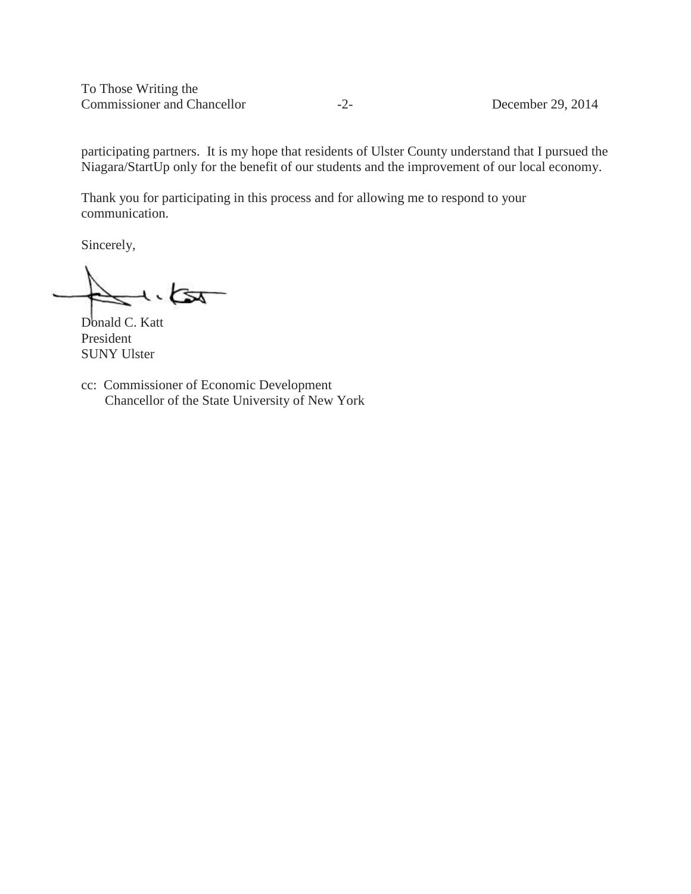participating partners.  It is my hope that residents of Ulster County understand that I pursued the Niagara/StartUp only for the benefit of our students and the improvement of our local economy.

Thank you for participating in this process and for allowing me to respond to your communication.

Sincerely,

Donald C. Katt
President
SUNY Ulster

cc:  Commissioner of Economic Development
       Chancellor of the State University of New York